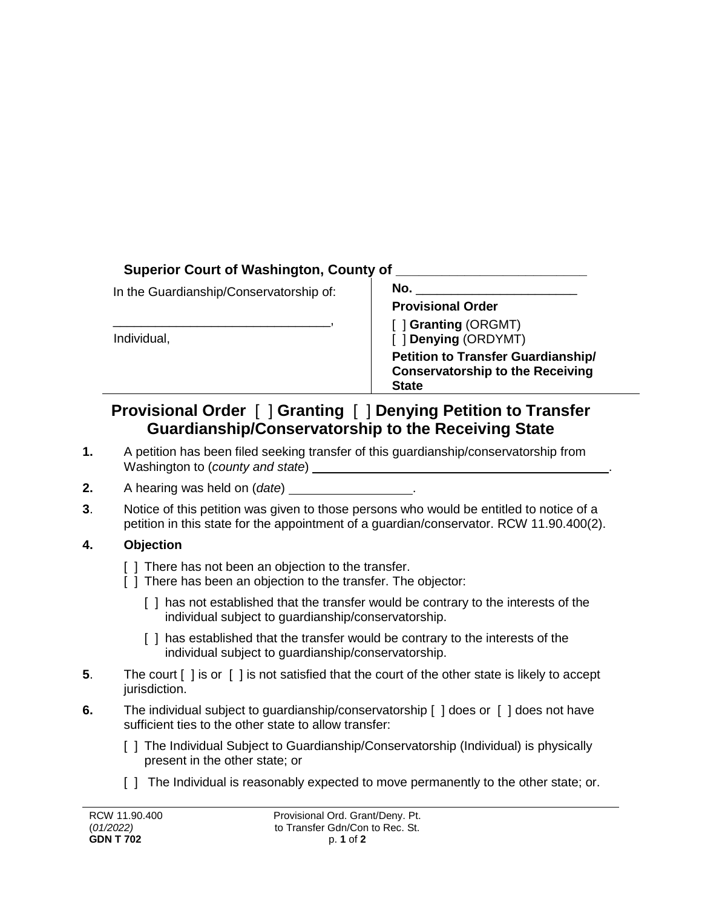**Superior Court of Washington, County of** \_\_\_\_\_\_\_\_\_\_\_\_\_\_\_\_\_\_\_\_\_\_\_\_\_\_

| In the Guardianship/Conservatorship of: | **No.** \_\_\_\_\_\_\_\_\_\_\_\_\_\_\_\_\_\_\_\_\_\_\_ |
| --- | --- |
| \_\_\_\_\_\_\_\_\_\_\_\_\_\_\_\_\_\_\_\_\_\_\_\_\_\_\_\_\_\_\_\_, | **Provisional Order** |
| Individual, | [ ] **Granting** (ORGMT)<br>[ ] **Denying** (ORDYMT) |
| | **Petition to Transfer Guardianship/ Conservatorship to the Receiving State** |

# Provisional Order [ ] Granting [ ] Denying Petition to Transfer Guardianship/Conservatorship to the Receiving State

**1.** A petition has been filed seeking transfer of this guardianship/conservatorship from Washington to (*county and state*) \_\_\_\_\_\_\_\_\_\_\_\_\_\_\_\_\_\_\_\_\_\_\_\_\_\_\_\_\_\_\_\_\_\_\_\_\_\_\_\_\_\_\_\_.

**2.** A hearing was held on (*date*) \_\_\_\_\_\_\_\_\_\_\_\_\_\_\_\_\_\_.

**3**. Notice of this petition was given to those persons who would be entitled to notice of a petition in this state for the appointment of a guardian/conservator. RCW 11.90.400(2).

**4. Objection**

[ ] There has not been an objection to the transfer.
[ ] There has been an objection to the transfer. The objector:

- [ ] has not established that the transfer would be contrary to the interests of the individual subject to guardianship/conservatorship.
- [ ] has established that the transfer would be contrary to the interests of the individual subject to guardianship/conservatorship.

**5**. The court [ ] is or [ ] is not satisfied that the court of the other state is likely to accept jurisdiction.

**6.** The individual subject to guardianship/conservatorship [ ] does or [ ] does not have sufficient ties to the other state to allow transfer:

[ ] The Individual Subject to Guardianship/Conservatorship (Individual) is physically present in the other state; or

[ ] The Individual is reasonably expected to move permanently to the other state; or.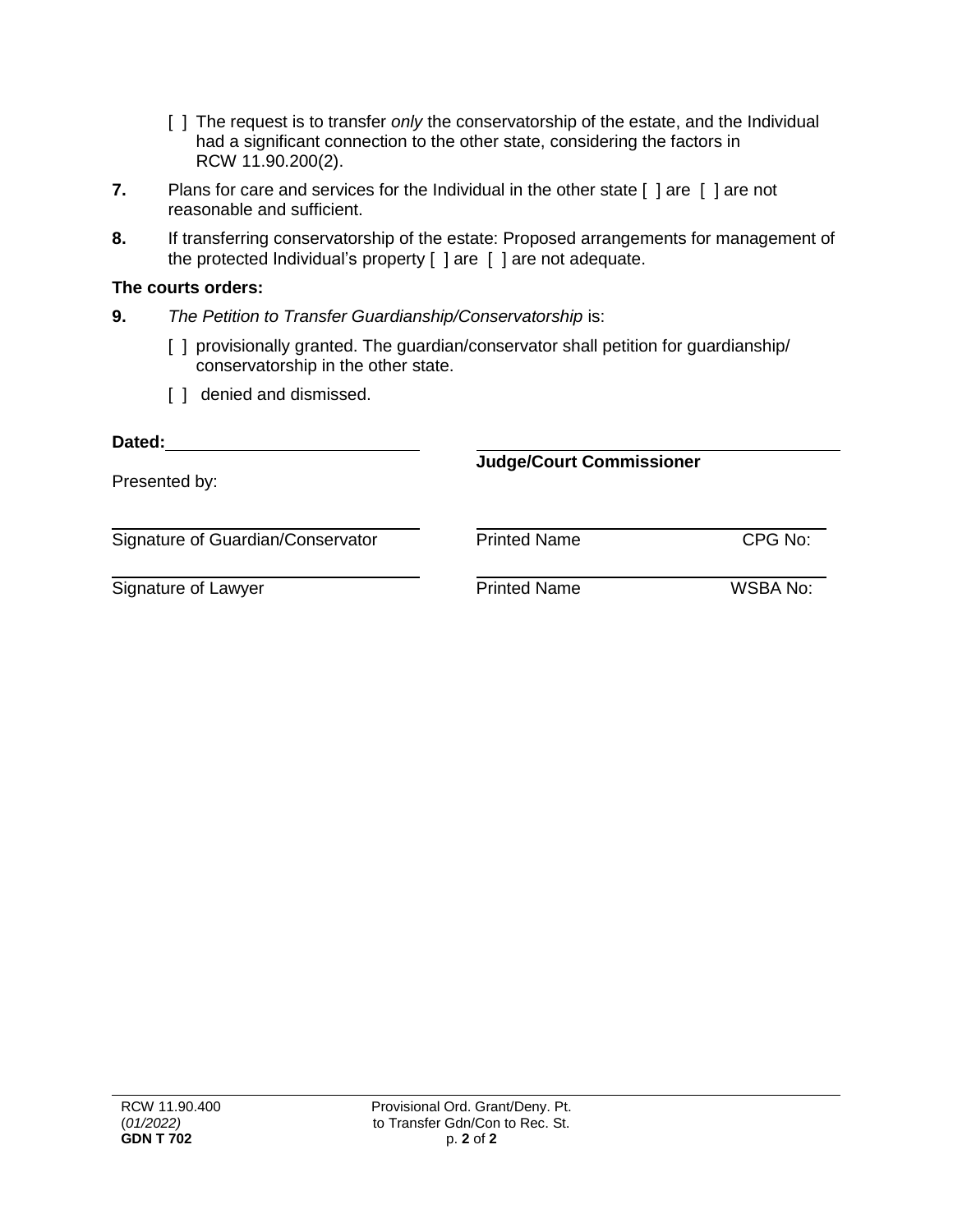[ ] The request is to transfer *only* the conservatorship of the estate, and the Individual had a significant connection to the other state, considering the factors in RCW 11.90.200(2).

**7.** Plans for care and services for the Individual in the other state [ ] are [ ] are not reasonable and sufficient.

**8.** If transferring conservatorship of the estate: Proposed arrangements for management of the protected Individual's property [ ] are [ ] are not adequate.

**The courts orders:**

**9.** *The Petition to Transfer Guardianship/Conservatorship* is:

[ ] provisionally granted. The guardian/conservator shall petition for guardianship/ conservatorship in the other state.

[ ] denied and dismissed.

**Dated:** ____________________________ &nbsp;&nbsp;&nbsp; ____________________________
**Judge/Court Commissioner**

Presented by:

____________________________ &nbsp;&nbsp;&nbsp; ____________________________
Signature of Guardian/Conservator &nbsp;&nbsp;&nbsp; Printed Name &nbsp;&nbsp;&nbsp; CPG No:

____________________________ &nbsp;&nbsp;&nbsp; ____________________________
Signature of Lawyer &nbsp;&nbsp;&nbsp; Printed Name &nbsp;&nbsp;&nbsp; WSBA No:

RCW 11.90.400
(*01/2022*)
**GDN T 702**

Provisional Ord. Grant/Deny. Pt. to Transfer Gdn/Con to Rec. St.